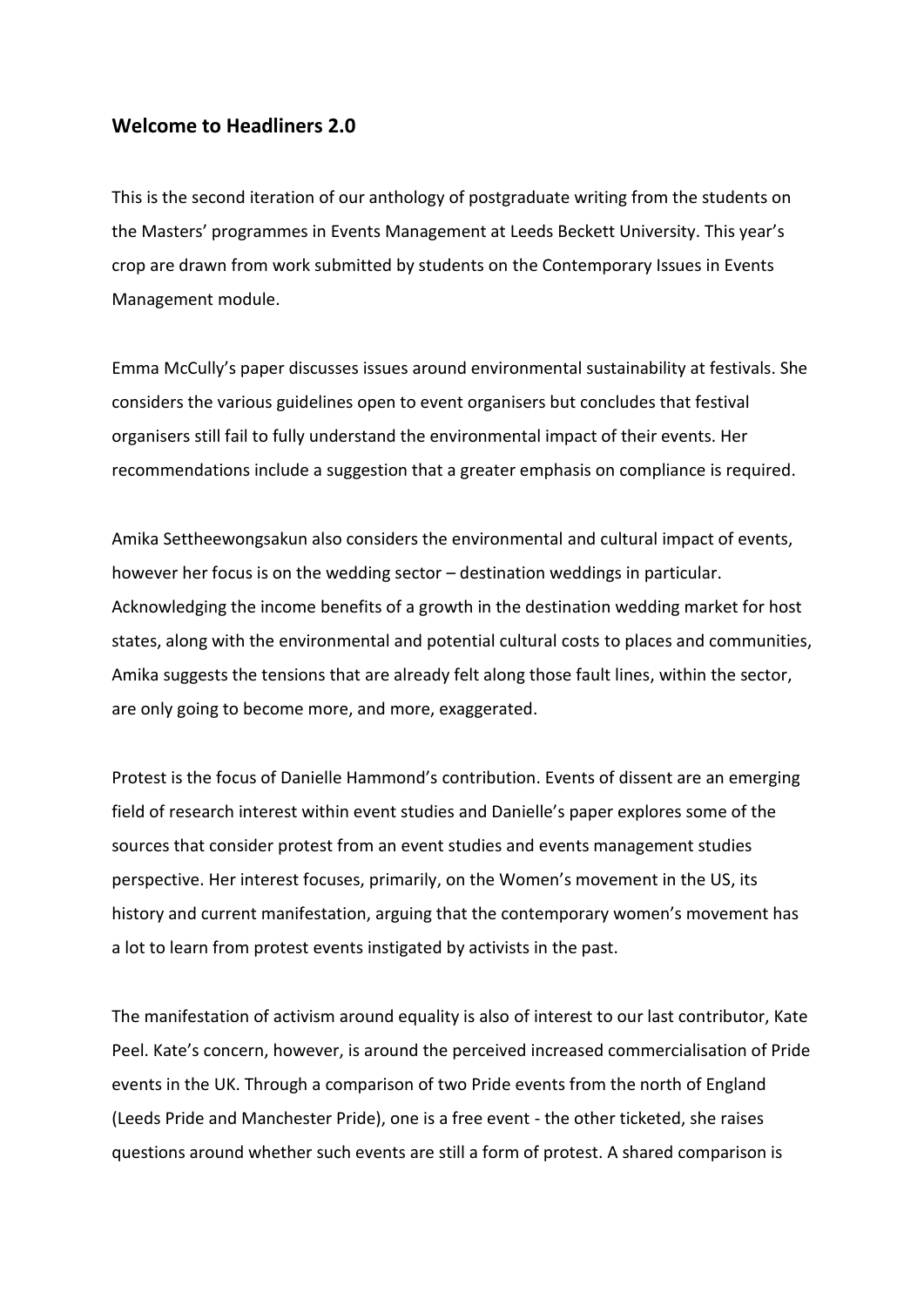## Welcome to Headliners 2.0

This is the second iteration of our anthology of postgraduate writing from the students on the Masters' programmes in Events Management at Leeds Beckett University. This year's crop are drawn from work submitted by students on the Contemporary Issues in Events Management module.

Emma McCully's paper discusses issues around environmental sustainability at festivals. She considers the various guidelines open to event organisers but concludes that festival organisers still fail to fully understand the environmental impact of their events. Her recommendations include a suggestion that a greater emphasis on compliance is required.

Amika Settheewongsakun also considers the environmental and cultural impact of events, however her focus is on the wedding sector – destination weddings in particular. Acknowledging the income benefits of a growth in the destination wedding market for host states, along with the environmental and potential cultural costs to places and communities, Amika suggests the tensions that are already felt along those fault lines, within the sector, are only going to become more, and more, exaggerated.

Protest is the focus of Danielle Hammond's contribution. Events of dissent are an emerging field of research interest within event studies and Danielle's paper explores some of the sources that consider protest from an event studies and events management studies perspective. Her interest focuses, primarily, on the Women's movement in the US, its history and current manifestation, arguing that the contemporary women's movement has a lot to learn from protest events instigated by activists in the past.

The manifestation of activism around equality is also of interest to our last contributor, Kate Peel. Kate's concern, however, is around the perceived increased commercialisation of Pride events in the UK. Through a comparison of two Pride events from the north of England (Leeds Pride and Manchester Pride), one is a free event - the other ticketed, she raises questions around whether such events are still a form of protest. A shared comparison is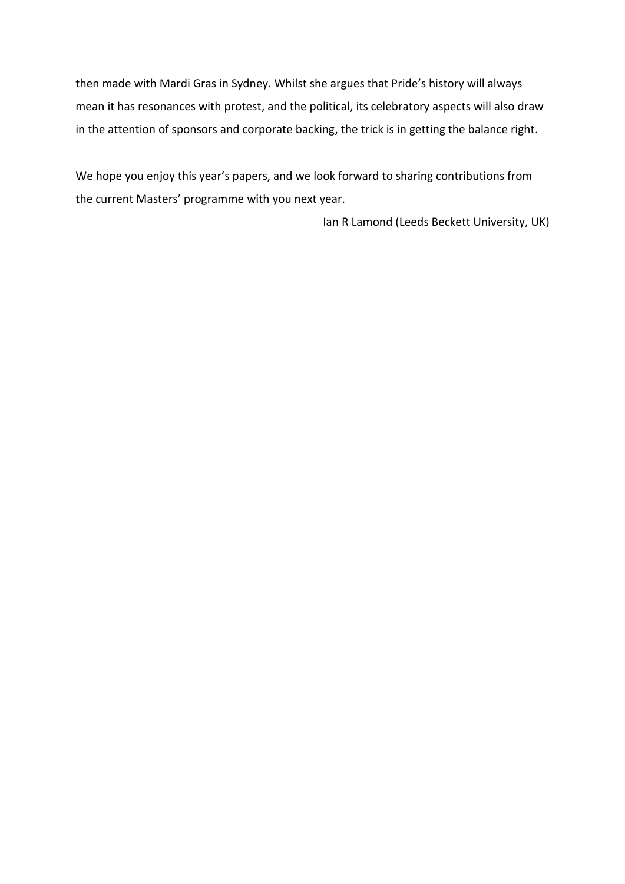then made with Mardi Gras in Sydney. Whilst she argues that Pride's history will always mean it has resonances with protest, and the political, its celebratory aspects will also draw in the attention of sponsors and corporate backing, the trick is in getting the balance right.

We hope you enjoy this year's papers, and we look forward to sharing contributions from the current Masters' programme with you next year.

Ian R Lamond (Leeds Beckett University, UK)